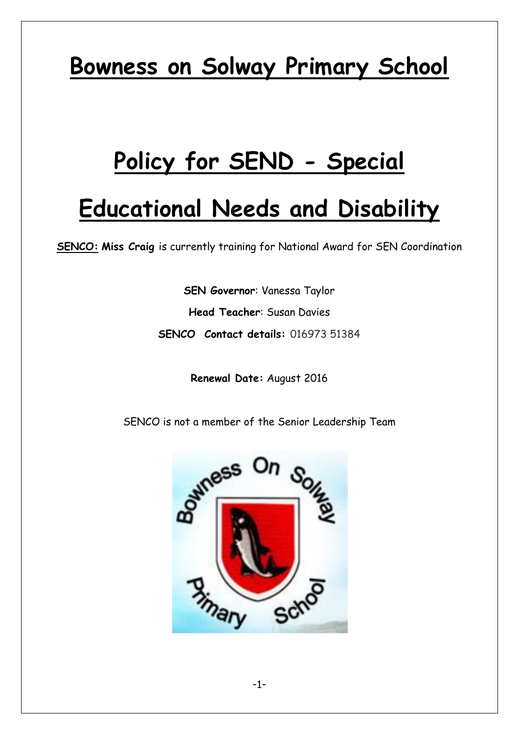# Bowness on Solway Primary School

# Policy for SEND - Special Educational Needs and Disability

**SENCO: Miss Craig** is currently training for National Award for SEN Coordination

**SEN Governor**: Vanessa Taylor

**Head Teacher**: Susan Davies

**SENCO Contact details:** 016973 51384

**Renewal Date:** August 2016

SENCO is not a member of the Senior Leadership Team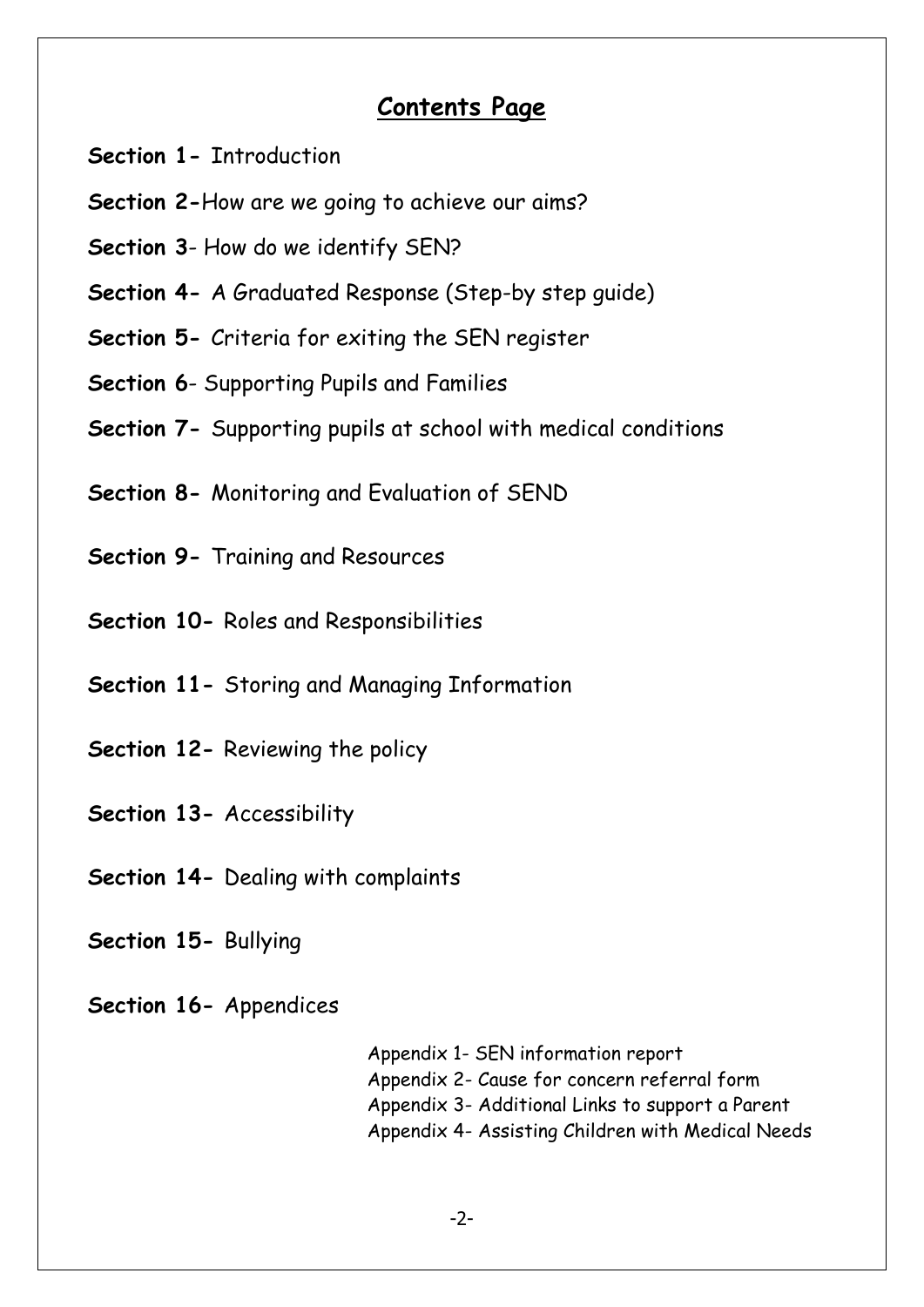# Contents Page

**Section 1-** Introduction

**Section 2-**How are we going to achieve our aims?

**Section 3**- How do we identify SEN?

**Section 4-** A Graduated Response (Step-by step guide)

**Section 5-** Criteria for exiting the SEN register

**Section 6**- Supporting Pupils and Families

**Section 7-** Supporting pupils at school with medical conditions

**Section 8-** Monitoring and Evaluation of SEND

**Section 9-** Training and Resources

**Section 10-** Roles and Responsibilities

**Section 11-** Storing and Managing Information

**Section 12-** Reviewing the policy

**Section 13-** Accessibility

**Section 14-** Dealing with complaints

**Section 15-** Bullying

**Section 16-** Appendices

Appendix 1- SEN information report
Appendix 2- Cause for concern referral form
Appendix 3- Additional Links to support a Parent
Appendix 4- Assisting Children with Medical Needs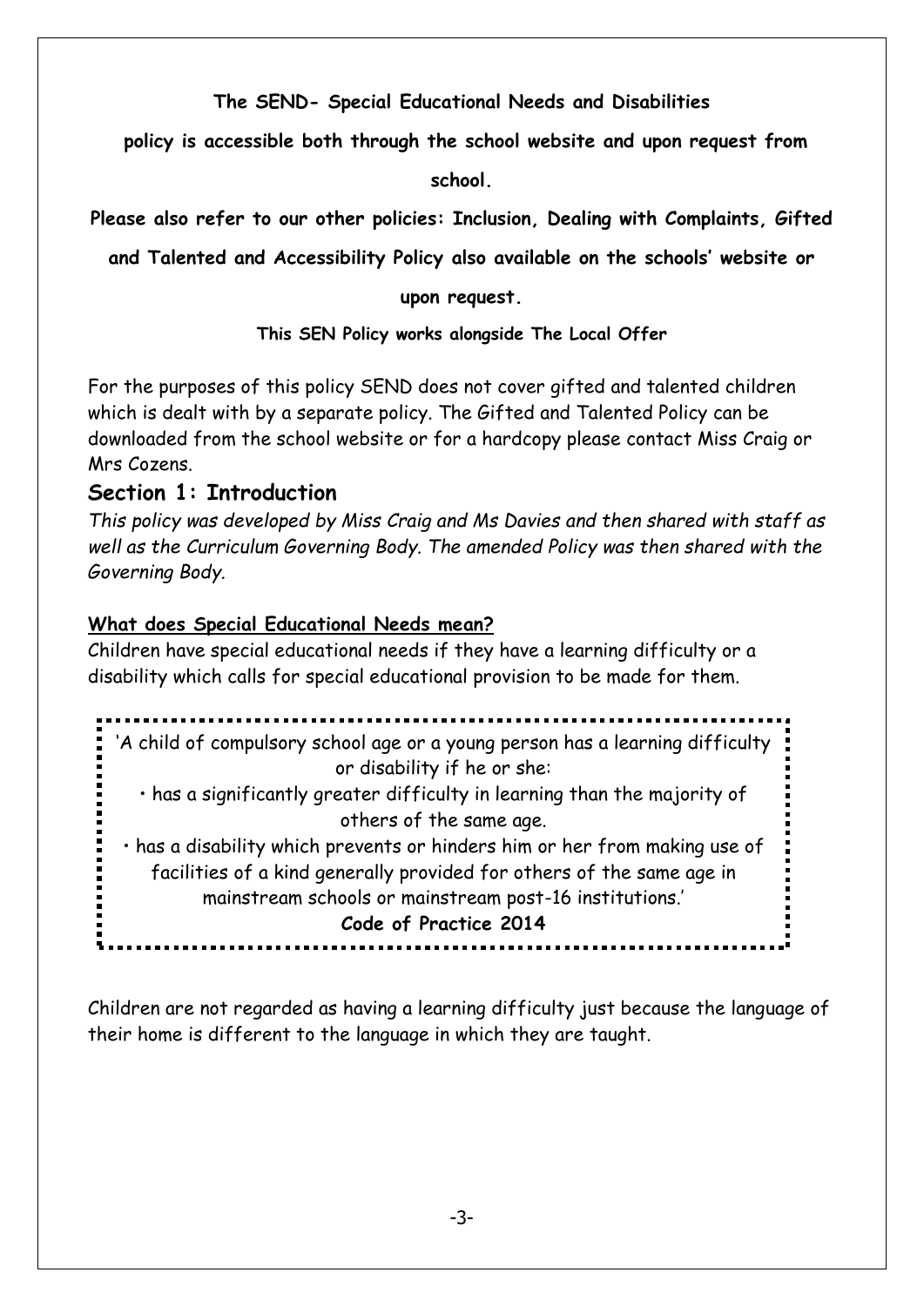**The SEND- Special Educational Needs and Disabilities**

**policy is accessible both through the school website and upon request from school.**

**Please also refer to our other policies: Inclusion, Dealing with Complaints, Gifted and Talented and Accessibility Policy also available on the schools' website or upon request.**

**This SEN Policy works alongside The Local Offer**

For the purposes of this policy SEND does not cover gifted and talented children which is dealt with by a separate policy. The Gifted and Talented Policy can be downloaded from the school website or for a hardcopy please contact Miss Craig or Mrs Cozens.

## Section 1: Introduction

*This policy was developed by Miss Craig and Ms Davies and then shared with staff as well as the Curriculum Governing Body. The amended Policy was then shared with the Governing Body.*

### What does Special Educational Needs mean?

Children have special educational needs if they have a learning difficulty or a disability which calls for special educational provision to be made for them.

> 'A child of compulsory school age or a young person has a learning difficulty or disability if he or she:
>
> • has a significantly greater difficulty in learning than the majority of others of the same age.
>
> • has a disability which prevents or hinders him or her from making use of facilities of a kind generally provided for others of the same age in mainstream schools or mainstream post-16 institutions.'
>
> **Code of Practice 2014**

Children are not regarded as having a learning difficulty just because the language of their home is different to the language in which they are taught.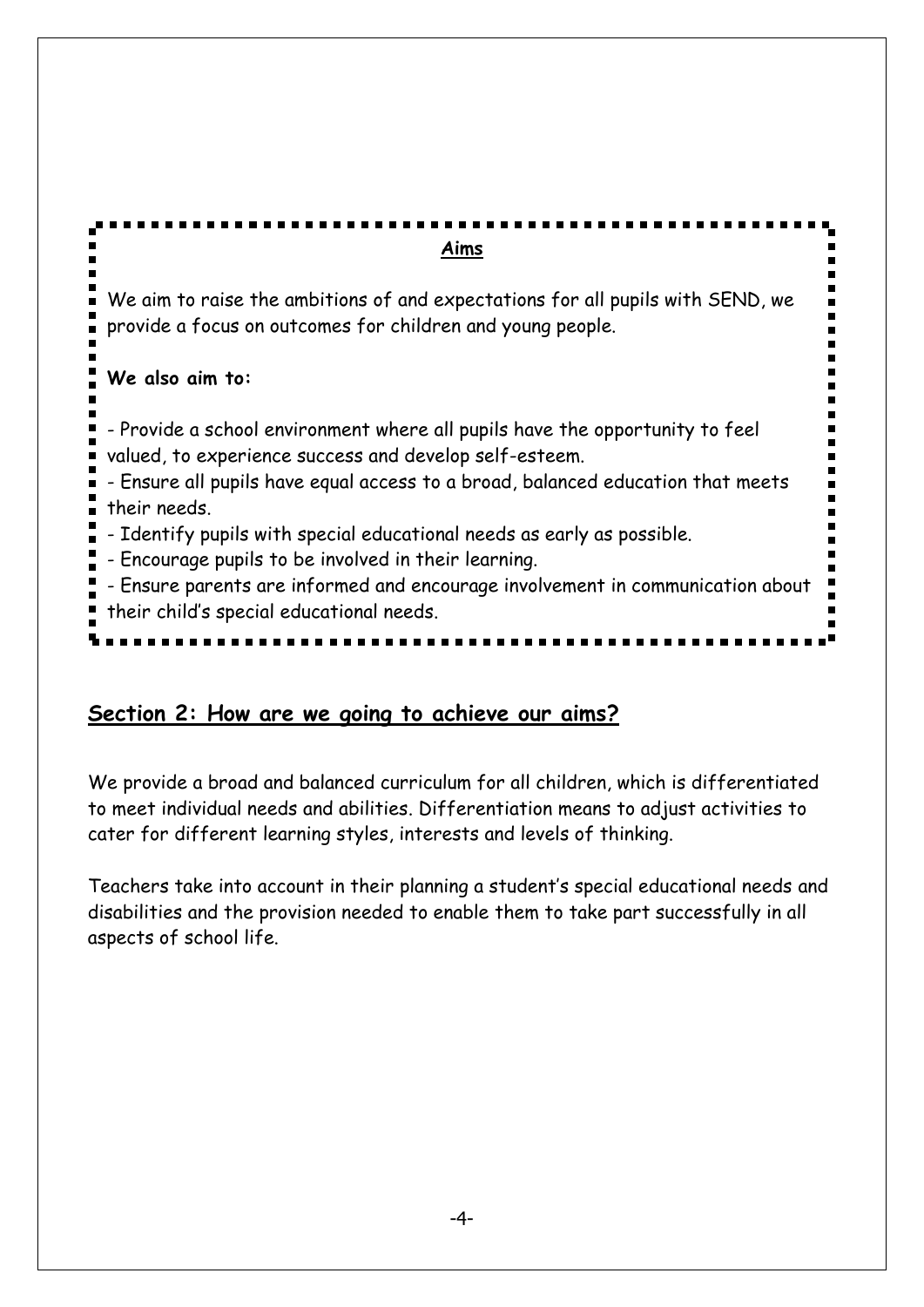### Aims

We aim to raise the ambitions of and expectations for all pupils with SEND, we provide a focus on outcomes for children and young people.

**We also aim to:**

- Provide a school environment where all pupils have the opportunity to feel valued, to experience success and develop self-esteem.
- Ensure all pupils have equal access to a broad, balanced education that meets their needs.
- Identify pupils with special educational needs as early as possible.
- Encourage pupils to be involved in their learning.
- Ensure parents are informed and encourage involvement in communication about their child's special educational needs.

## Section 2: How are we going to achieve our aims?

We provide a broad and balanced curriculum for all children, which is differentiated to meet individual needs and abilities. Differentiation means to adjust activities to cater for different learning styles, interests and levels of thinking.

Teachers take into account in their planning a student's special educational needs and disabilities and the provision needed to enable them to take part successfully in all aspects of school life.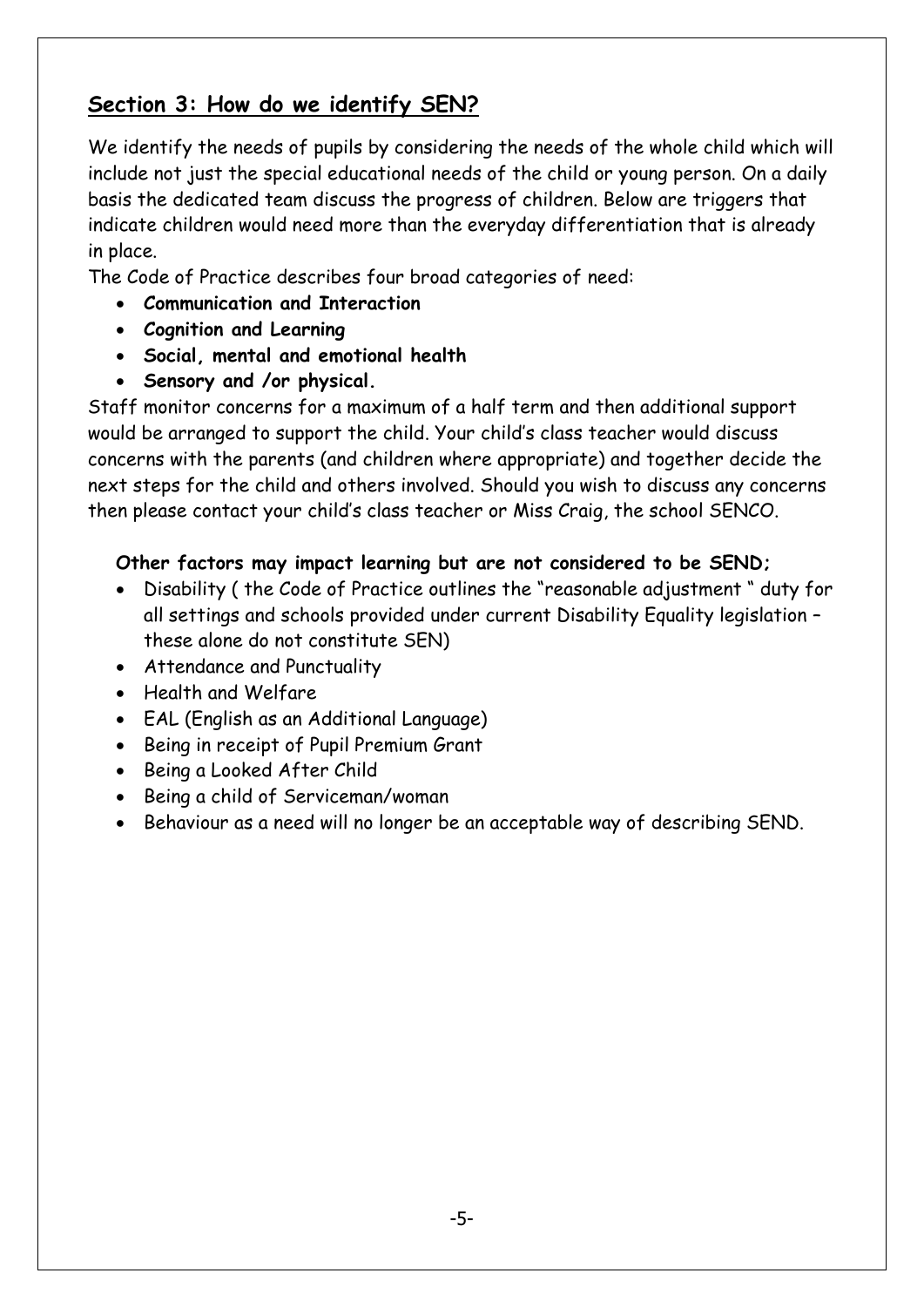## Section 3: How do we identify SEN?

We identify the needs of pupils by considering the needs of the whole child which will include not just the special educational needs of the child or young person. On a daily basis the dedicated team discuss the progress of children. Below are triggers that indicate children would need more than the everyday differentiation that is already in place.

The Code of Practice describes four broad categories of need:

- **Communication and Interaction**
- **Cognition and Learning**
- **Social, mental and emotional health**
- **Sensory and /or physical.**

Staff monitor concerns for a maximum of a half term and then additional support would be arranged to support the child. Your child's class teacher would discuss concerns with the parents (and children where appropriate) and together decide the next steps for the child and others involved. Should you wish to discuss any concerns then please contact your child's class teacher or Miss Craig, the school SENCO.

**Other factors may impact learning but are not considered to be SEND;**

- Disability ( the Code of Practice outlines the "reasonable adjustment " duty for all settings and schools provided under current Disability Equality legislation – these alone do not constitute SEN)
- Attendance and Punctuality
- Health and Welfare
- EAL (English as an Additional Language)
- Being in receipt of Pupil Premium Grant
- Being a Looked After Child
- Being a child of Serviceman/woman
- Behaviour as a need will no longer be an acceptable way of describing SEND.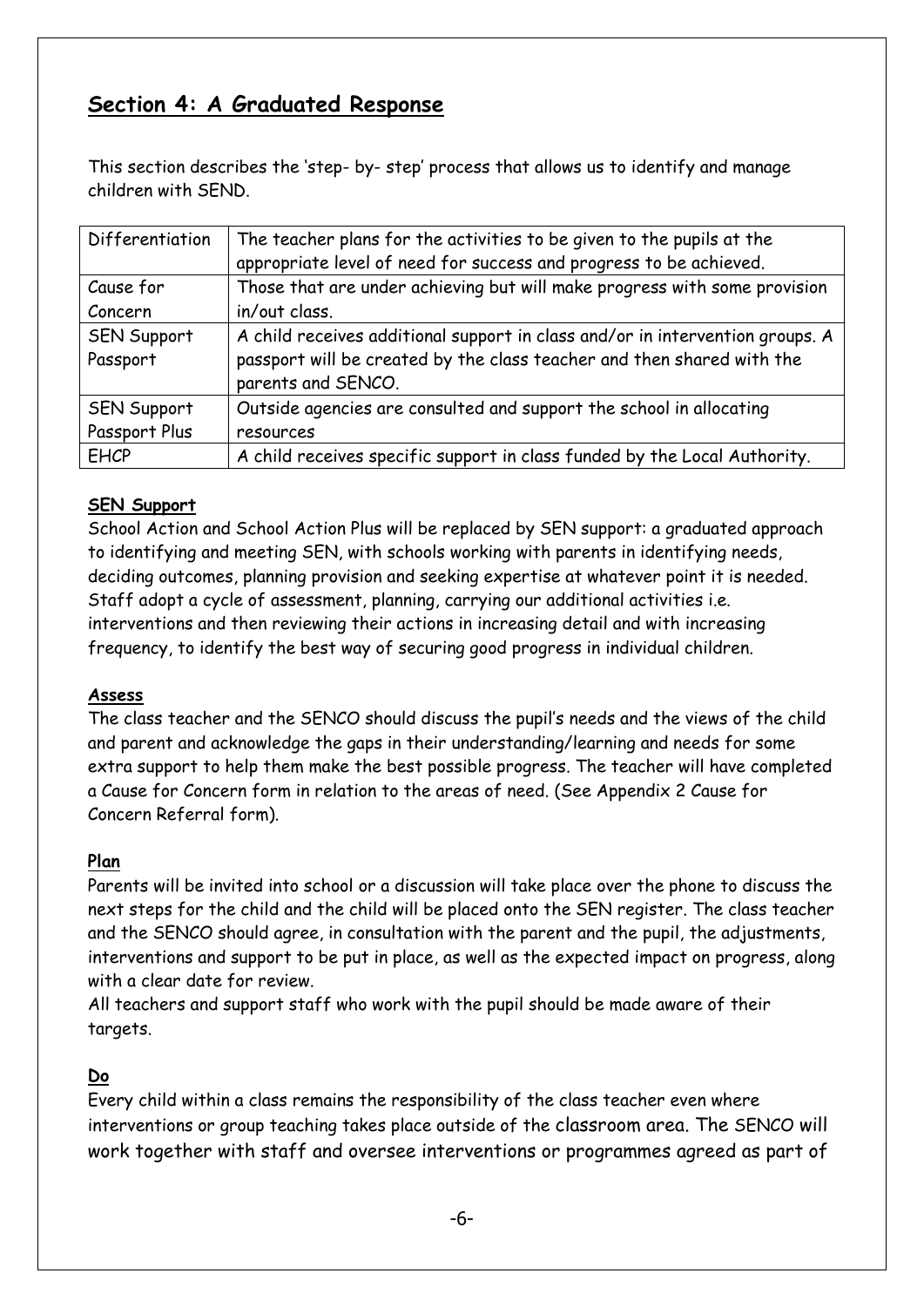## Section 4: A Graduated Response

This section describes the 'step- by- step' process that allows us to identify and manage children with SEND.

| | |
|---|---|
| Differentiation | The teacher plans for the activities to be given to the pupils at the appropriate level of need for success and progress to be achieved. |
| Cause for Concern | Those that are under achieving but will make progress with some provision in/out class. |
| SEN Support Passport | A child receives additional support in class and/or in intervention groups. A passport will be created by the class teacher and then shared with the parents and SENCO. |
| SEN Support Passport Plus | Outside agencies are consulted and support the school in allocating resources |
| EHCP | A child receives specific support in class funded by the Local Authority. |

**SEN Support**

School Action and School Action Plus will be replaced by SEN support: a graduated approach to identifying and meeting SEN, with schools working with parents in identifying needs, deciding outcomes, planning provision and seeking expertise at whatever point it is needed. Staff adopt a cycle of assessment, planning, carrying our additional activities i.e. interventions and then reviewing their actions in increasing detail and with increasing frequency, to identify the best way of securing good progress in individual children.

**Assess**

The class teacher and the SENCO should discuss the pupil's needs and the views of the child and parent and acknowledge the gaps in their understanding/learning and needs for some extra support to help them make the best possible progress. The teacher will have completed a Cause for Concern form in relation to the areas of need. (See Appendix 2 Cause for Concern Referral form).

**Plan**

Parents will be invited into school or a discussion will take place over the phone to discuss the next steps for the child and the child will be placed onto the SEN register. The class teacher and the SENCO should agree, in consultation with the parent and the pupil, the adjustments, interventions and support to be put in place, as well as the expected impact on progress, along with a clear date for review.

All teachers and support staff who work with the pupil should be made aware of their targets.

**Do**

Every child within a class remains the responsibility of the class teacher even where interventions or group teaching takes place outside of the classroom area. The SENCO will work together with staff and oversee interventions or programmes agreed as part of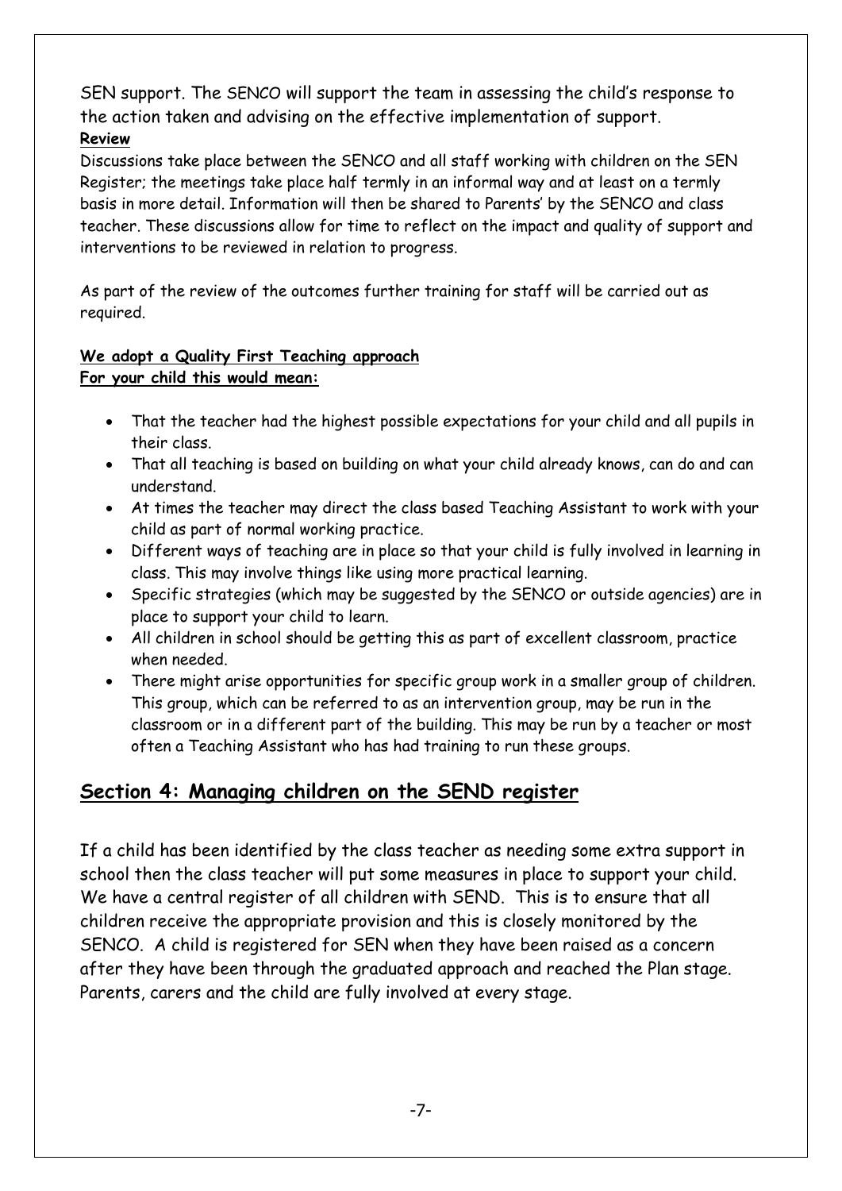SEN support. The SENCO will support the team in assessing the child's response to the action taken and advising on the effective implementation of support.

**Review**

Discussions take place between the SENCO and all staff working with children on the SEN Register; the meetings take place half termly in an informal way and at least on a termly basis in more detail. Information will then be shared to Parents' by the SENCO and class teacher. These discussions allow for time to reflect on the impact and quality of support and interventions to be reviewed in relation to progress.

As part of the review of the outcomes further training for staff will be carried out as required.

**We adopt a Quality First Teaching approach**
**For your child this would mean:**

- That the teacher had the highest possible expectations for your child and all pupils in their class.
- That all teaching is based on building on what your child already knows, can do and can understand.
- At times the teacher may direct the class based Teaching Assistant to work with your child as part of normal working practice.
- Different ways of teaching are in place so that your child is fully involved in learning in class. This may involve things like using more practical learning.
- Specific strategies (which may be suggested by the SENCO or outside agencies) are in place to support your child to learn.
- All children in school should be getting this as part of excellent classroom, practice when needed.
- There might arise opportunities for specific group work in a smaller group of children. This group, which can be referred to as an intervention group, may be run in the classroom or in a different part of the building. This may be run by a teacher or most often a Teaching Assistant who has had training to run these groups.

## Section 4: Managing children on the SEND register

If a child has been identified by the class teacher as needing some extra support in school then the class teacher will put some measures in place to support your child. We have a central register of all children with SEND. This is to ensure that all children receive the appropriate provision and this is closely monitored by the SENCO. A child is registered for SEN when they have been raised as a concern after they have been through the graduated approach and reached the Plan stage. Parents, carers and the child are fully involved at every stage.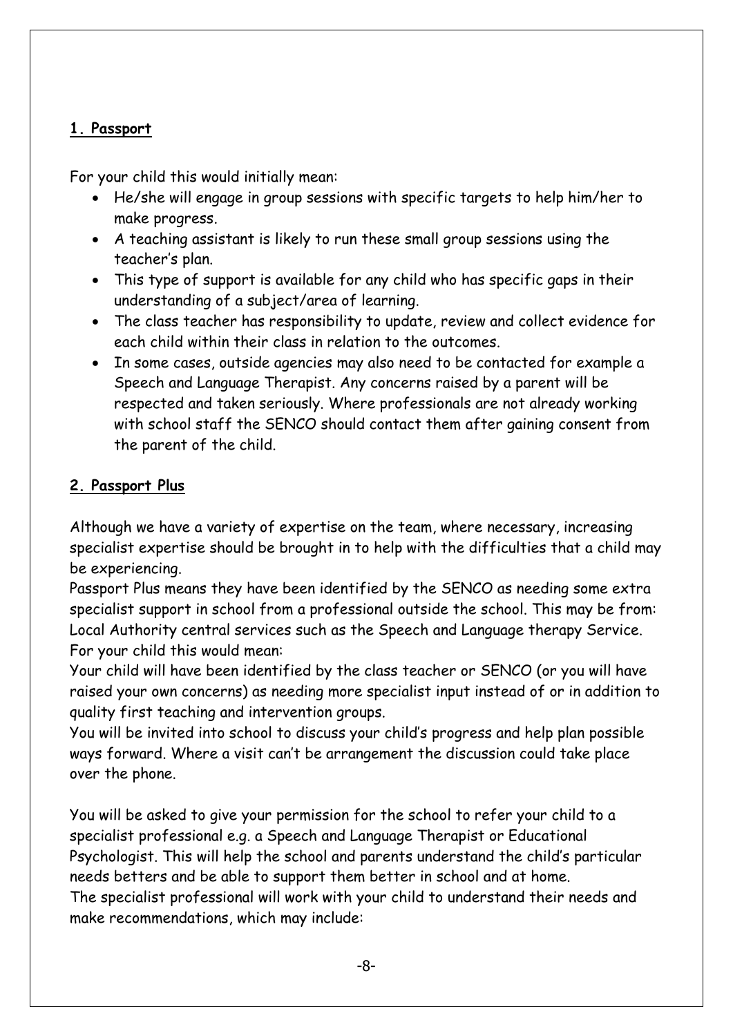## 1. Passport

For your child this would initially mean:

- He/she will engage in group sessions with specific targets to help him/her to make progress.
- A teaching assistant is likely to run these small group sessions using the teacher's plan.
- This type of support is available for any child who has specific gaps in their understanding of a subject/area of learning.
- The class teacher has responsibility to update, review and collect evidence for each child within their class in relation to the outcomes.
- In some cases, outside agencies may also need to be contacted for example a Speech and Language Therapist. Any concerns raised by a parent will be respected and taken seriously. Where professionals are not already working with school staff the SENCO should contact them after gaining consent from the parent of the child.

## 2. Passport Plus

Although we have a variety of expertise on the team, where necessary, increasing specialist expertise should be brought in to help with the difficulties that a child may be experiencing.

Passport Plus means they have been identified by the SENCO as needing some extra specialist support in school from a professional outside the school. This may be from: Local Authority central services such as the Speech and Language therapy Service.

For your child this would mean:

Your child will have been identified by the class teacher or SENCO (or you will have raised your own concerns) as needing more specialist input instead of or in addition to quality first teaching and intervention groups.

You will be invited into school to discuss your child's progress and help plan possible ways forward. Where a visit can't be arrangement the discussion could take place over the phone.

You will be asked to give your permission for the school to refer your child to a specialist professional e.g. a Speech and Language Therapist or Educational Psychologist. This will help the school and parents understand the child's particular needs betters and be able to support them better in school and at home.

The specialist professional will work with your child to understand their needs and make recommendations, which may include: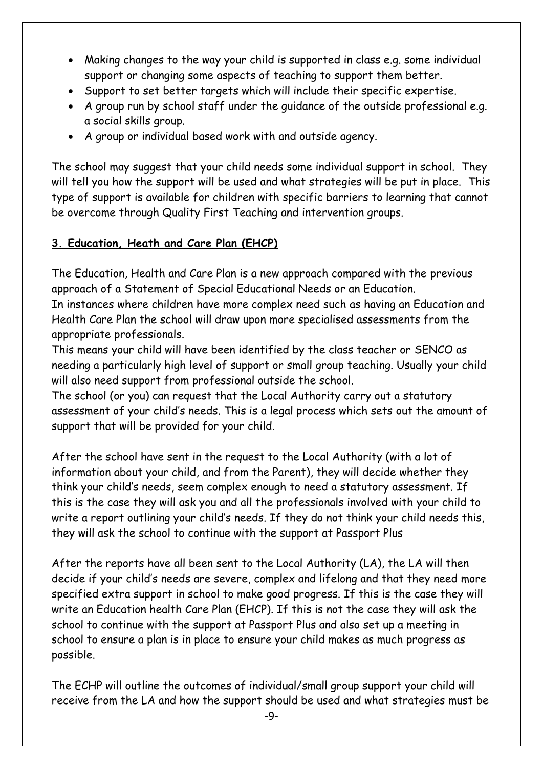- Making changes to the way your child is supported in class e.g. some individual support or changing some aspects of teaching to support them better.
- Support to set better targets which will include their specific expertise.
- A group run by school staff under the guidance of the outside professional e.g. a social skills group.
- A group or individual based work with and outside agency.

The school may suggest that your child needs some individual support in school. They will tell you how the support will be used and what strategies will be put in place. This type of support is available for children with specific barriers to learning that cannot be overcome through Quality First Teaching and intervention groups.

**3. Education, Heath and Care Plan (EHCP)**

The Education, Health and Care Plan is a new approach compared with the previous approach of a Statement of Special Educational Needs or an Education.
In instances where children have more complex need such as having an Education and Health Care Plan the school will draw upon more specialised assessments from the appropriate professionals.
This means your child will have been identified by the class teacher or SENCO as needing a particularly high level of support or small group teaching. Usually your child will also need support from professional outside the school.
The school (or you) can request that the Local Authority carry out a statutory assessment of your child's needs. This is a legal process which sets out the amount of support that will be provided for your child.

After the school have sent in the request to the Local Authority (with a lot of information about your child, and from the Parent), they will decide whether they think your child's needs, seem complex enough to need a statutory assessment. If this is the case they will ask you and all the professionals involved with your child to write a report outlining your child's needs. If they do not think your child needs this, they will ask the school to continue with the support at Passport Plus

After the reports have all been sent to the Local Authority (LA), the LA will then decide if your child's needs are severe, complex and lifelong and that they need more specified extra support in school to make good progress. If this is the case they will write an Education health Care Plan (EHCP). If this is not the case they will ask the school to continue with the support at Passport Plus and also set up a meeting in school to ensure a plan is in place to ensure your child makes as much progress as possible.

The ECHP will outline the outcomes of individual/small group support your child will receive from the LA and how the support should be used and what strategies must be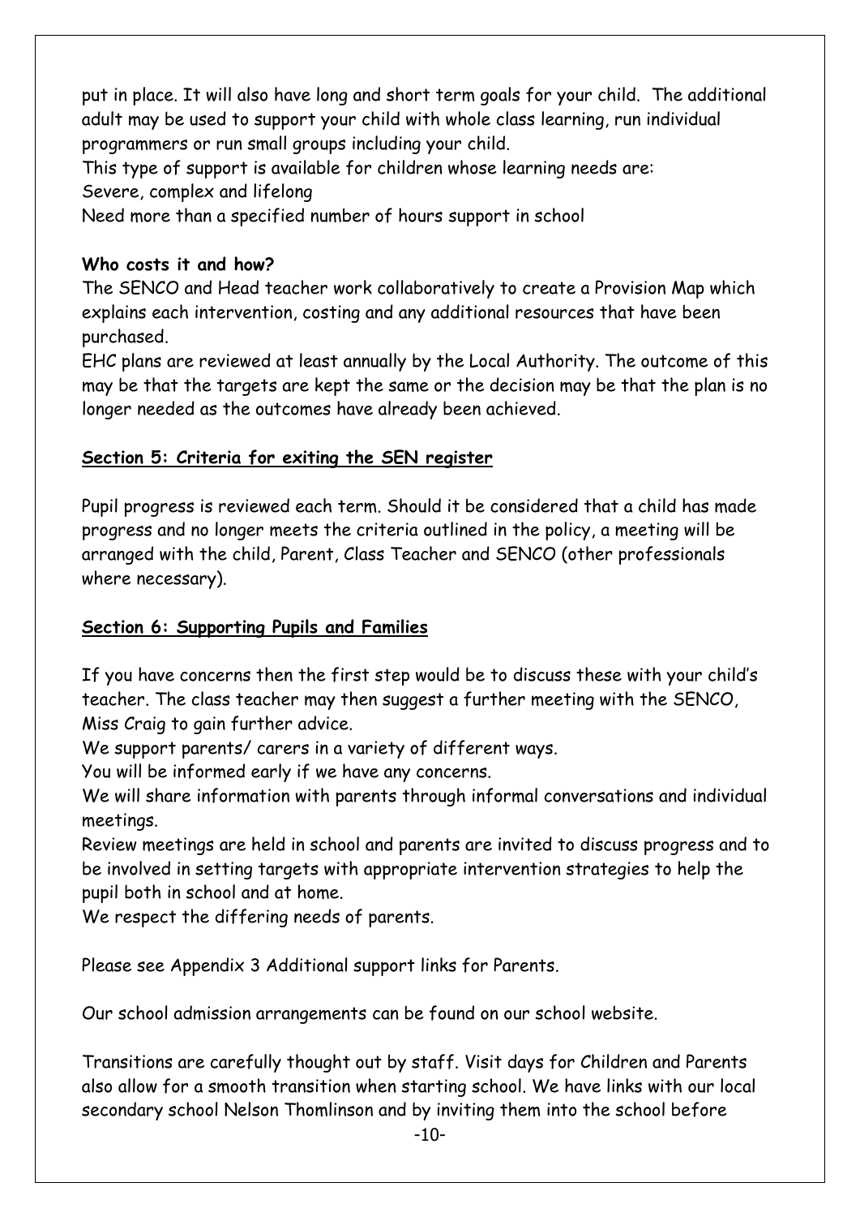put in place. It will also have long and short term goals for your child. The additional adult may be used to support your child with whole class learning, run individual programmers or run small groups including your child.

This type of support is available for children whose learning needs are:

Severe, complex and lifelong

Need more than a specified number of hours support in school

**Who costs it and how?**

The SENCO and Head teacher work collaboratively to create a Provision Map which explains each intervention, costing and any additional resources that have been purchased.

EHC plans are reviewed at least annually by the Local Authority. The outcome of this may be that the targets are kept the same or the decision may be that the plan is no longer needed as the outcomes have already been achieved.

## **Section 5: Criteria for exiting the SEN register**

Pupil progress is reviewed each term. Should it be considered that a child has made progress and no longer meets the criteria outlined in the policy, a meeting will be arranged with the child, Parent, Class Teacher and SENCO (other professionals where necessary).

## **Section 6: Supporting Pupils and Families**

If you have concerns then the first step would be to discuss these with your child's teacher. The class teacher may then suggest a further meeting with the SENCO, Miss Craig to gain further advice.

We support parents/ carers in a variety of different ways.

You will be informed early if we have any concerns.

We will share information with parents through informal conversations and individual meetings.

Review meetings are held in school and parents are invited to discuss progress and to be involved in setting targets with appropriate intervention strategies to help the pupil both in school and at home.

We respect the differing needs of parents.

Please see Appendix 3 Additional support links for Parents.

Our school admission arrangements can be found on our school website.

Transitions are carefully thought out by staff. Visit days for Children and Parents also allow for a smooth transition when starting school. We have links with our local secondary school Nelson Thomlinson and by inviting them into the school before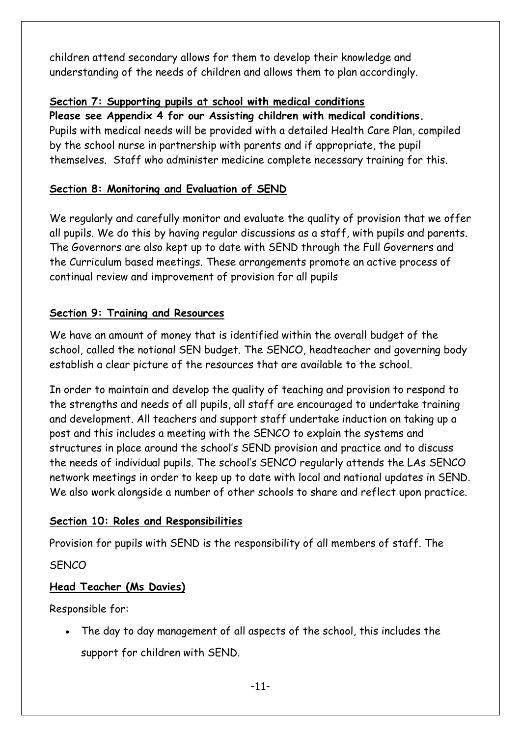children attend secondary allows for them to develop their knowledge and understanding of the needs of children and allows them to plan accordingly.

## Section 7: Supporting pupils at school with medical conditions

**Please see Appendix 4 for our Assisting children with medical conditions.**
Pupils with medical needs will be provided with a detailed Health Care Plan, compiled by the school nurse in partnership with parents and if appropriate, the pupil themselves. Staff who administer medicine complete necessary training for this.

## Section 8: Monitoring and Evaluation of SEND

We regularly and carefully monitor and evaluate the quality of provision that we offer all pupils. We do this by having regular discussions as a staff, with pupils and parents. The Governors are also kept up to date with SEND through the Full Governers and the Curriculum based meetings. These arrangements promote an active process of continual review and improvement of provision for all pupils

## Section 9: Training and Resources

We have an amount of money that is identified within the overall budget of the school, called the notional SEN budget. The SENCO, headteacher and governing body establish a clear picture of the resources that are available to the school.

In order to maintain and develop the quality of teaching and provision to respond to the strengths and needs of all pupils, all staff are encouraged to undertake training and development. All teachers and support staff undertake induction on taking up a post and this includes a meeting with the SENCO to explain the systems and structures in place around the school's SEND provision and practice and to discuss the needs of individual pupils. The school's SENCO regularly attends the LAs SENCO network meetings in order to keep up to date with local and national updates in SEND. We also work alongside a number of other schools to share and reflect upon practice.

## Section 10: Roles and Responsibilities

Provision for pupils with SEND is the responsibility of all members of staff. The

SENCO

### Head Teacher (Ms Davies)

Responsible for:

- The day to day management of all aspects of the school, this includes the support for children with SEND.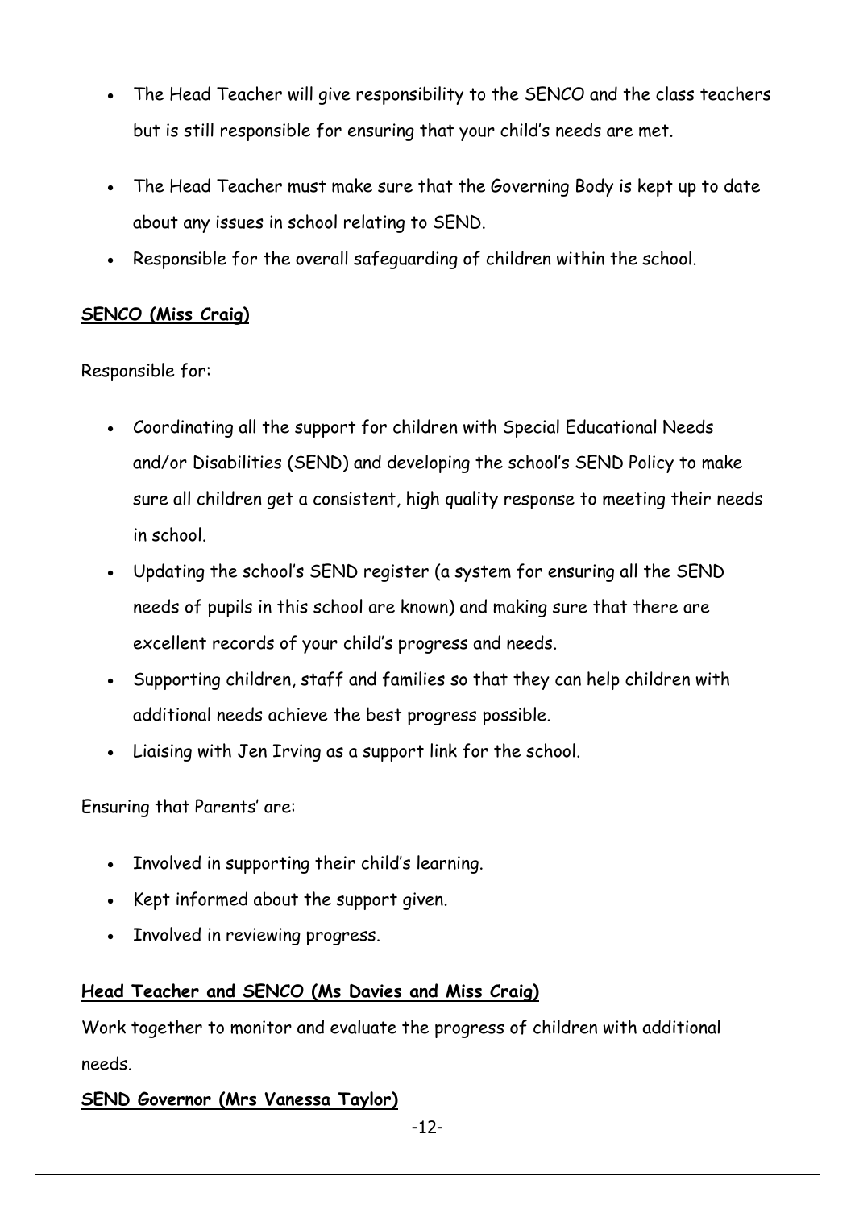- The Head Teacher will give responsibility to the SENCO and the class teachers but is still responsible for ensuring that your child's needs are met.
- The Head Teacher must make sure that the Governing Body is kept up to date about any issues in school relating to SEND.
- Responsible for the overall safeguarding of children within the school.

**SENCO (Miss Craig)**

Responsible for:

- Coordinating all the support for children with Special Educational Needs and/or Disabilities (SEND) and developing the school's SEND Policy to make sure all children get a consistent, high quality response to meeting their needs in school.
- Updating the school's SEND register (a system for ensuring all the SEND needs of pupils in this school are known) and making sure that there are excellent records of your child's progress and needs.
- Supporting children, staff and families so that they can help children with additional needs achieve the best progress possible.
- Liaising with Jen Irving as a support link for the school.

Ensuring that Parents' are:

- Involved in supporting their child's learning.
- Kept informed about the support given.
- Involved in reviewing progress.

**Head Teacher and SENCO (Ms Davies and Miss Craig)**

Work together to monitor and evaluate the progress of children with additional needs.

**SEND Governor (Mrs Vanessa Taylor)**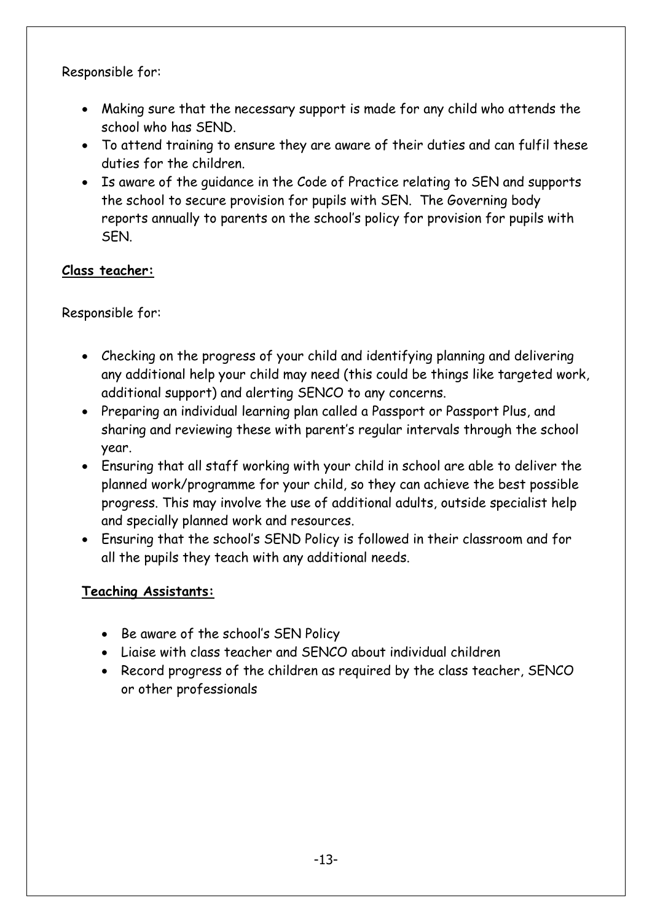Responsible for:

- Making sure that the necessary support is made for any child who attends the school who has SEND.
- To attend training to ensure they are aware of their duties and can fulfil these duties for the children.
- Is aware of the guidance in the Code of Practice relating to SEN and supports the school to secure provision for pupils with SEN. The Governing body reports annually to parents on the school's policy for provision for pupils with SEN.

**Class teacher:**

Responsible for:

- Checking on the progress of your child and identifying planning and delivering any additional help your child may need (this could be things like targeted work, additional support) and alerting SENCO to any concerns.
- Preparing an individual learning plan called a Passport or Passport Plus, and sharing and reviewing these with parent's regular intervals through the school year.
- Ensuring that all staff working with your child in school are able to deliver the planned work/programme for your child, so they can achieve the best possible progress. This may involve the use of additional adults, outside specialist help and specially planned work and resources.
- Ensuring that the school's SEND Policy is followed in their classroom and for all the pupils they teach with any additional needs.

**Teaching Assistants:**

- Be aware of the school's SEN Policy
- Liaise with class teacher and SENCO about individual children
- Record progress of the children as required by the class teacher, SENCO or other professionals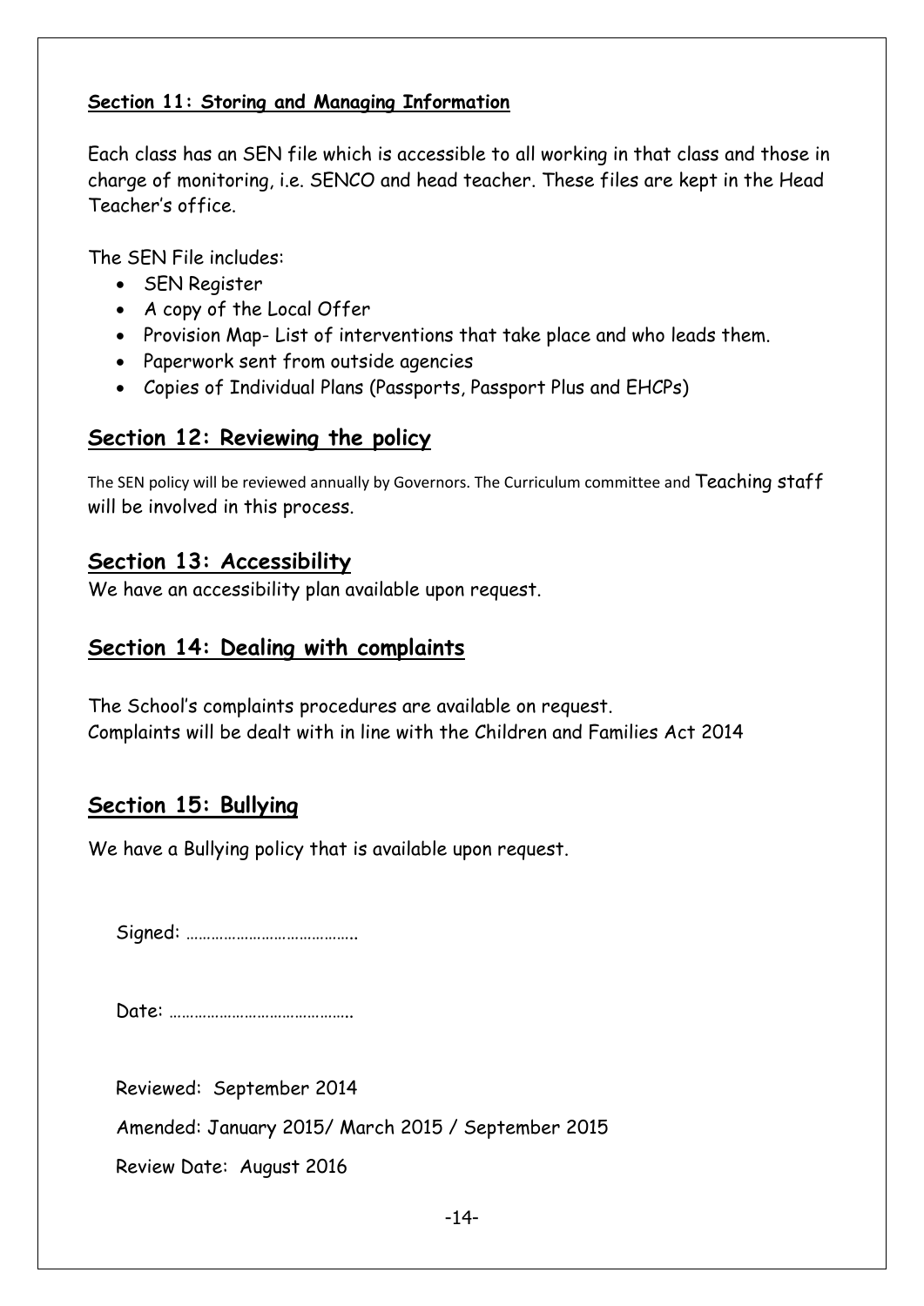### Section 11: Storing and Managing Information

Each class has an SEN file which is accessible to all working in that class and those in charge of monitoring, i.e. SENCO and head teacher. These files are kept in the Head Teacher's office.

The SEN File includes:

- SEN Register
- A copy of the Local Offer
- Provision Map- List of interventions that take place and who leads them.
- Paperwork sent from outside agencies
- Copies of Individual Plans (Passports, Passport Plus and EHCPs)

## Section 12: Reviewing the policy

The SEN policy will be reviewed annually by Governors. The Curriculum committee and Teaching staff will be involved in this process.

## Section 13: Accessibility

We have an accessibility plan available upon request.

## Section 14: Dealing with complaints

The School's complaints procedures are available on request.
Complaints will be dealt with in line with the Children and Families Act 2014

## Section 15: Bullying

We have a Bullying policy that is available upon request.

Signed: …………………………………..

Date: ……………………………………..

Reviewed: September 2014

Amended: January 2015/ March 2015 / September 2015

Review Date: August 2016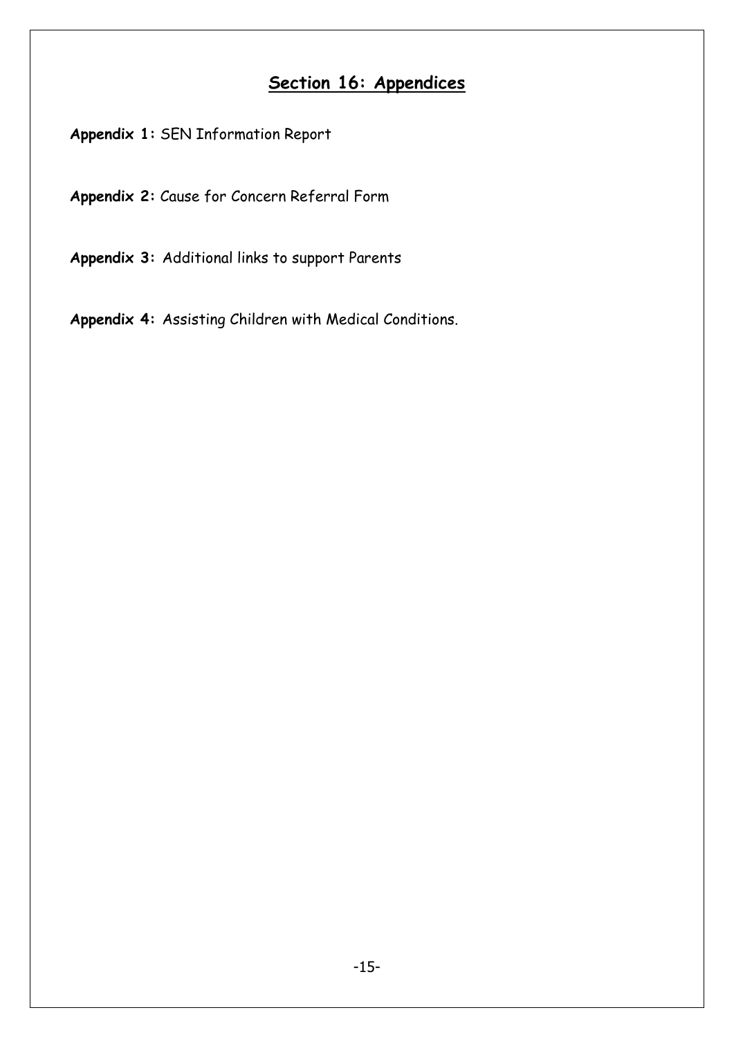## Section 16: Appendices

**Appendix 1:** SEN Information Report

**Appendix 2:** Cause for Concern Referral Form

**Appendix 3:** Additional links to support Parents

**Appendix 4:** Assisting Children with Medical Conditions.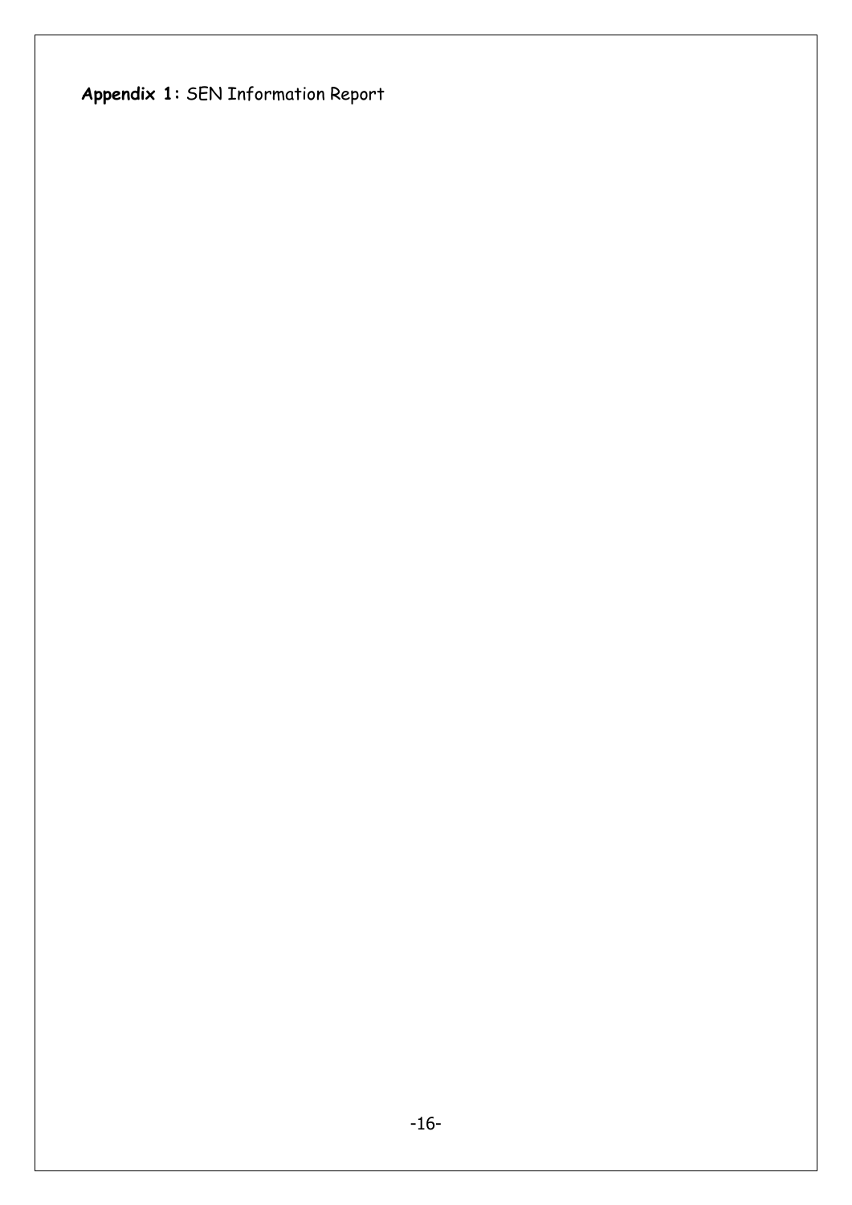**Appendix 1:** SEN Information Report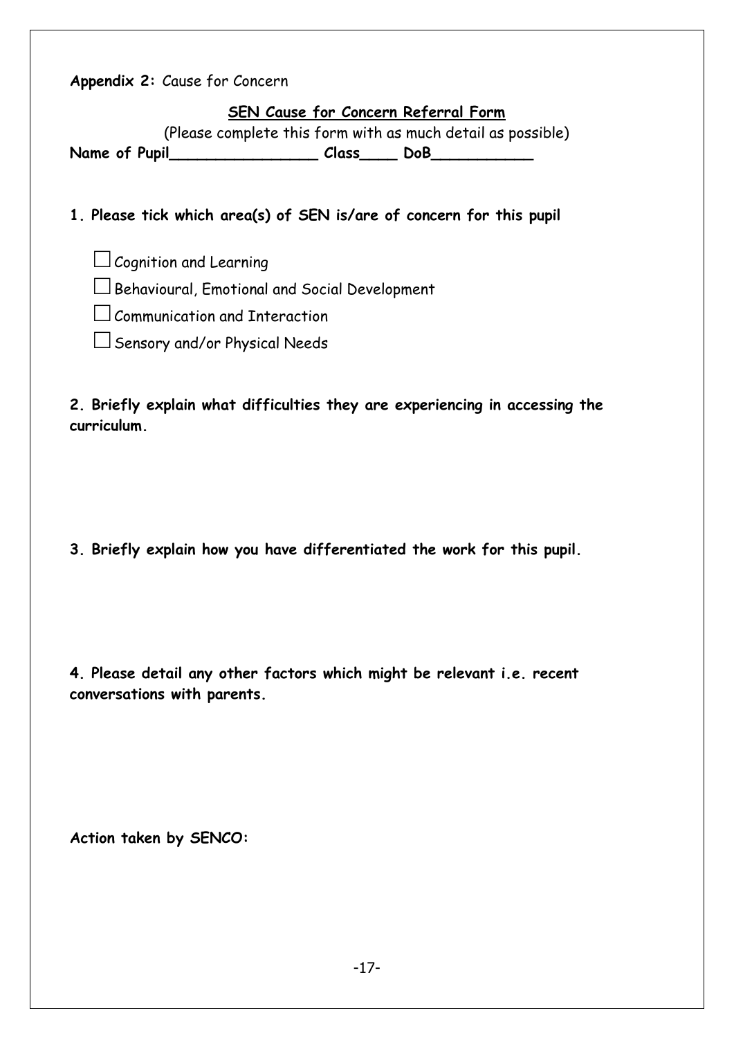**Appendix 2:** Cause for Concern

## SEN Cause for Concern Referral Form

(Please complete this form with as much detail as possible)

**Name of Pupil________________ Class____ DoB___________**

**1. Please tick which area(s) of SEN is/are of concern for this pupil**

- ☐ Cognition and Learning
- ☐ Behavioural, Emotional and Social Development
- ☐ Communication and Interaction
- ☐ Sensory and/or Physical Needs

**2. Briefly explain what difficulties they are experiencing in accessing the curriculum.**

**3. Briefly explain how you have differentiated the work for this pupil.**

**4. Please detail any other factors which might be relevant i.e. recent conversations with parents.**

**Action taken by SENCO:**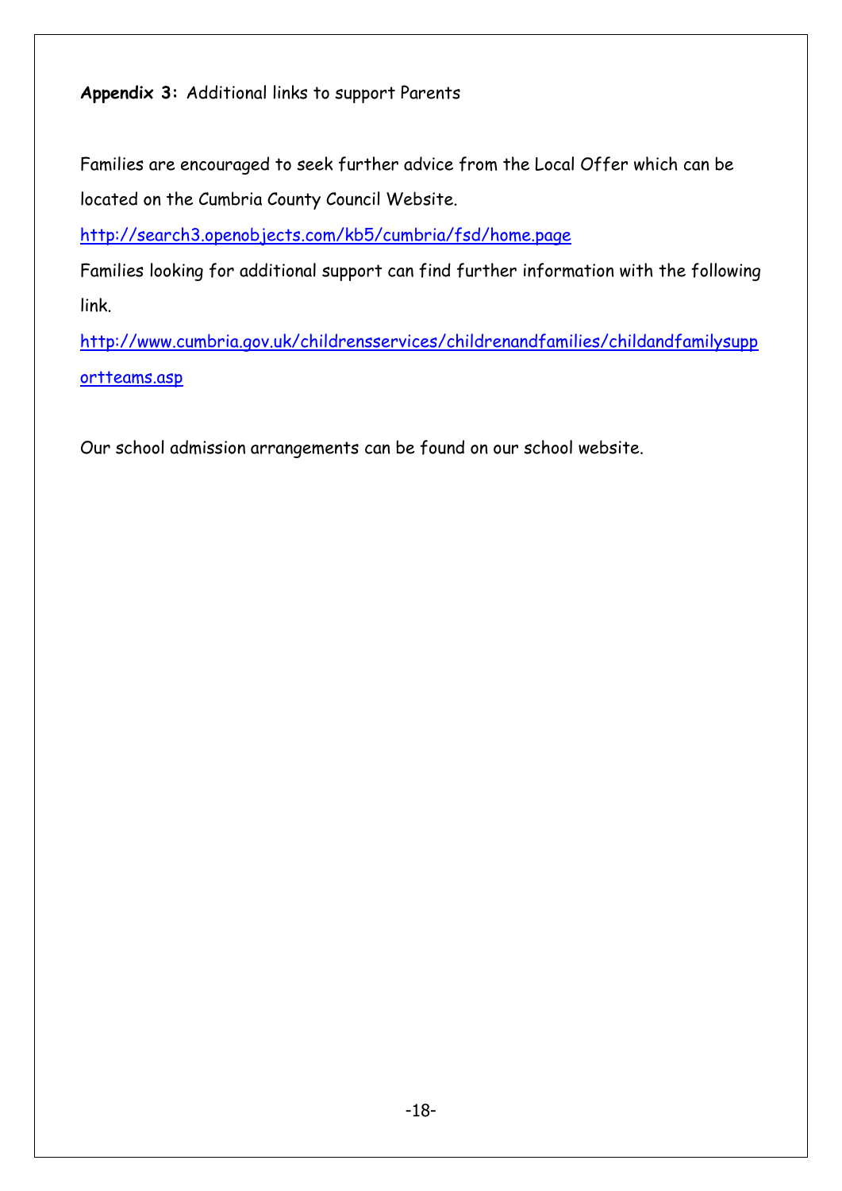**Appendix 3:** Additional links to support Parents

Families are encouraged to seek further advice from the Local Offer which can be located on the Cumbria County Council Website.

http://search3.openobjects.com/kb5/cumbria/fsd/home.page

Families looking for additional support can find further information with the following link.

http://www.cumbria.gov.uk/childrensservices/childrenandfamilies/childandfamilysupportteams.asp

Our school admission arrangements can be found on our school website.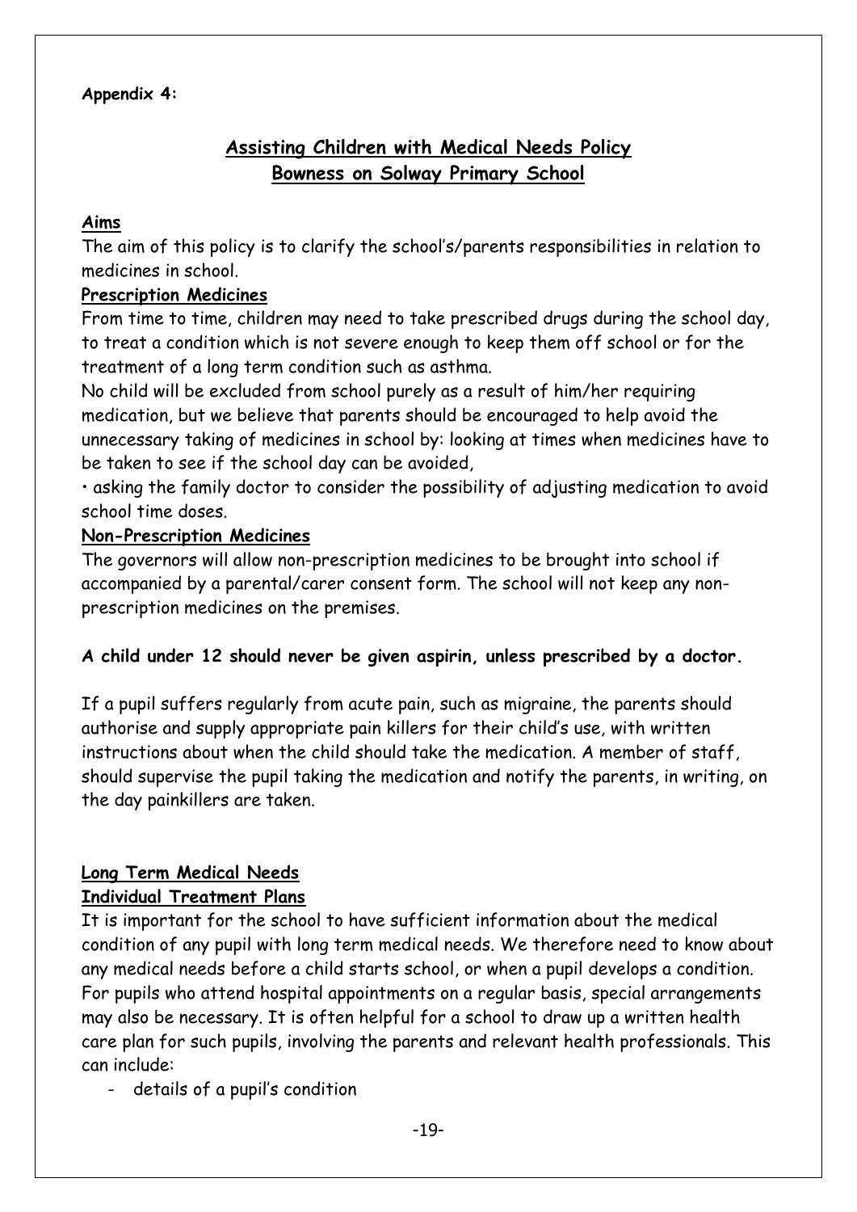**Appendix 4:**

## Assisting Children with Medical Needs Policy
## Bowness on Solway Primary School

### Aims

The aim of this policy is to clarify the school's/parents responsibilities in relation to medicines in school.

### Prescription Medicines

From time to time, children may need to take prescribed drugs during the school day, to treat a condition which is not severe enough to keep them off school or for the treatment of a long term condition such as asthma.

No child will be excluded from school purely as a result of him/her requiring medication, but we believe that parents should be encouraged to help avoid the unnecessary taking of medicines in school by: looking at times when medicines have to be taken to see if the school day can be avoided,

• asking the family doctor to consider the possibility of adjusting medication to avoid school time doses.

### Non-Prescription Medicines

The governors will allow non-prescription medicines to be brought into school if accompanied by a parental/carer consent form. The school will not keep any non-prescription medicines on the premises.

**A child under 12 should never be given aspirin, unless prescribed by a doctor.**

If a pupil suffers regularly from acute pain, such as migraine, the parents should authorise and supply appropriate pain killers for their child's use, with written instructions about when the child should take the medication. A member of staff, should supervise the pupil taking the medication and notify the parents, in writing, on the day painkillers are taken.

### Long Term Medical Needs

### Individual Treatment Plans

It is important for the school to have sufficient information about the medical condition of any pupil with long term medical needs. We therefore need to know about any medical needs before a child starts school, or when a pupil develops a condition. For pupils who attend hospital appointments on a regular basis, special arrangements may also be necessary. It is often helpful for a school to draw up a written health care plan for such pupils, involving the parents and relevant health professionals. This can include:

- details of a pupil's condition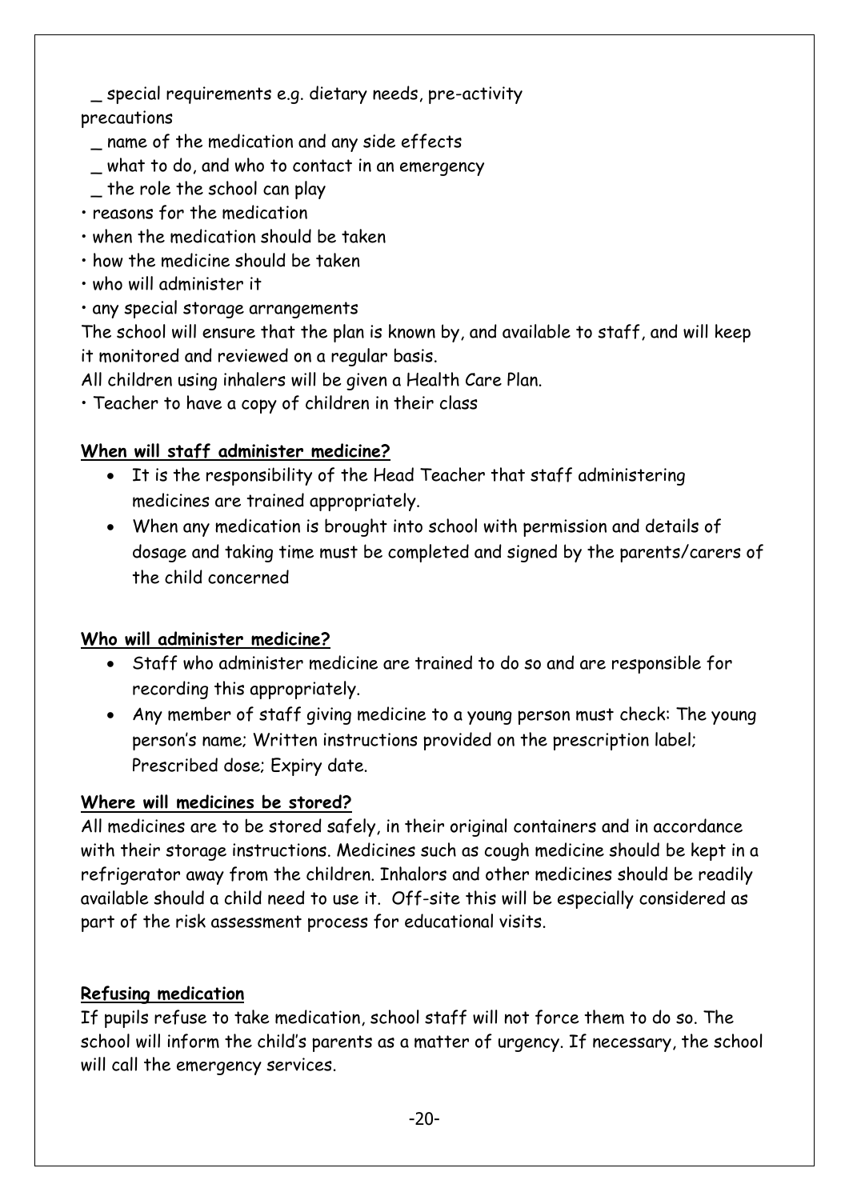_ special requirements e.g. dietary needs, pre-activity precautions

_ name of the medication and any side effects

_ what to do, and who to contact in an emergency

_ the role the school can play

- reasons for the medication
- when the medication should be taken
- how the medicine should be taken
- who will administer it
- any special storage arrangements

The school will ensure that the plan is known by, and available to staff, and will keep it monitored and reviewed on a regular basis.

All children using inhalers will be given a Health Care Plan.

- Teacher to have a copy of children in their class

**When will staff administer medicine?**

- It is the responsibility of the Head Teacher that staff administering medicines are trained appropriately.
- When any medication is brought into school with permission and details of dosage and taking time must be completed and signed by the parents/carers of the child concerned

**Who will administer medicine?**

- Staff who administer medicine are trained to do so and are responsible for recording this appropriately.
- Any member of staff giving medicine to a young person must check: The young person's name; Written instructions provided on the prescription label; Prescribed dose; Expiry date.

**Where will medicines be stored?**

All medicines are to be stored safely, in their original containers and in accordance with their storage instructions. Medicines such as cough medicine should be kept in a refrigerator away from the children. Inhalors and other medicines should be readily available should a child need to use it. Off-site this will be especially considered as part of the risk assessment process for educational visits.

**Refusing medication**

If pupils refuse to take medication, school staff will not force them to do so. The school will inform the child's parents as a matter of urgency. If necessary, the school will call the emergency services.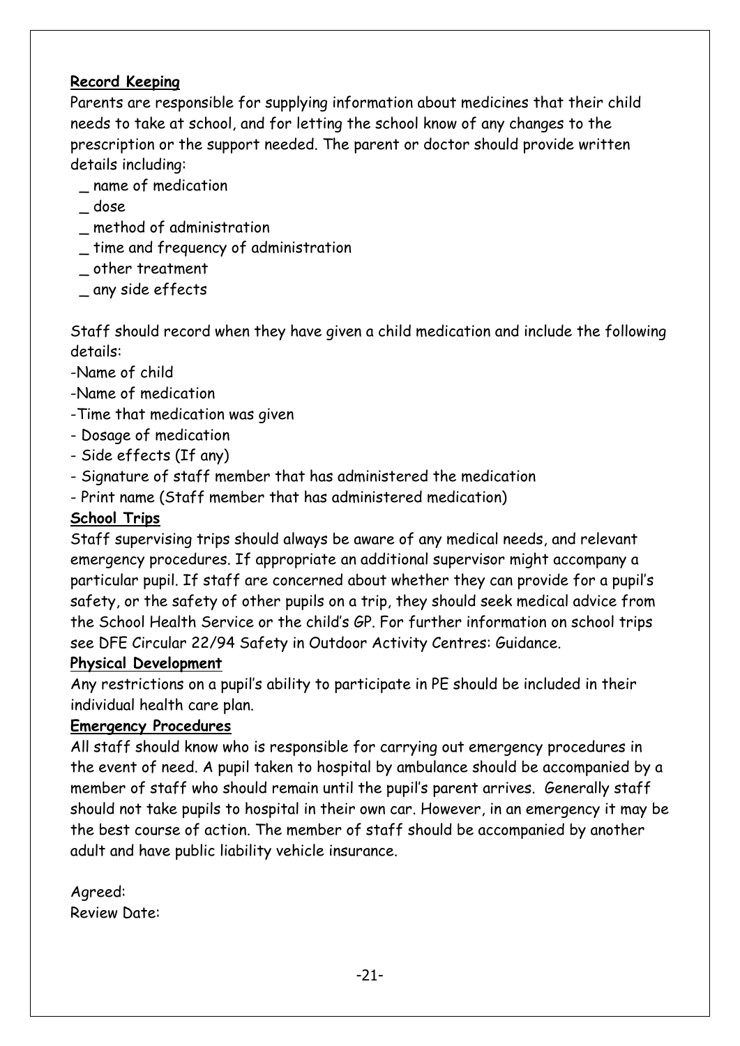## Record Keeping

Parents are responsible for supplying information about medicines that their child needs to take at school, and for letting the school know of any changes to the prescription or the support needed. The parent or doctor should provide written details including:

- name of medication
- dose
- method of administration
- time and frequency of administration
- other treatment
- any side effects

Staff should record when they have given a child medication and include the following details:

- Name of child
- Name of medication
- Time that medication was given
- Dosage of medication
- Side effects (If any)
- Signature of staff member that has administered the medication
- Print name (Staff member that has administered medication)

## School Trips

Staff supervising trips should always be aware of any medical needs, and relevant emergency procedures. If appropriate an additional supervisor might accompany a particular pupil. If staff are concerned about whether they can provide for a pupil's safety, or the safety of other pupils on a trip, they should seek medical advice from the School Health Service or the child's GP. For further information on school trips see DFE Circular 22/94 Safety in Outdoor Activity Centres: Guidance.

## Physical Development

Any restrictions on a pupil's ability to participate in PE should be included in their individual health care plan.

## Emergency Procedures

All staff should know who is responsible for carrying out emergency procedures in the event of need. A pupil taken to hospital by ambulance should be accompanied by a member of staff who should remain until the pupil's parent arrives. Generally staff should not take pupils to hospital in their own car. However, in an emergency it may be the best course of action. The member of staff should be accompanied by another adult and have public liability vehicle insurance.

Agreed:
Review Date: